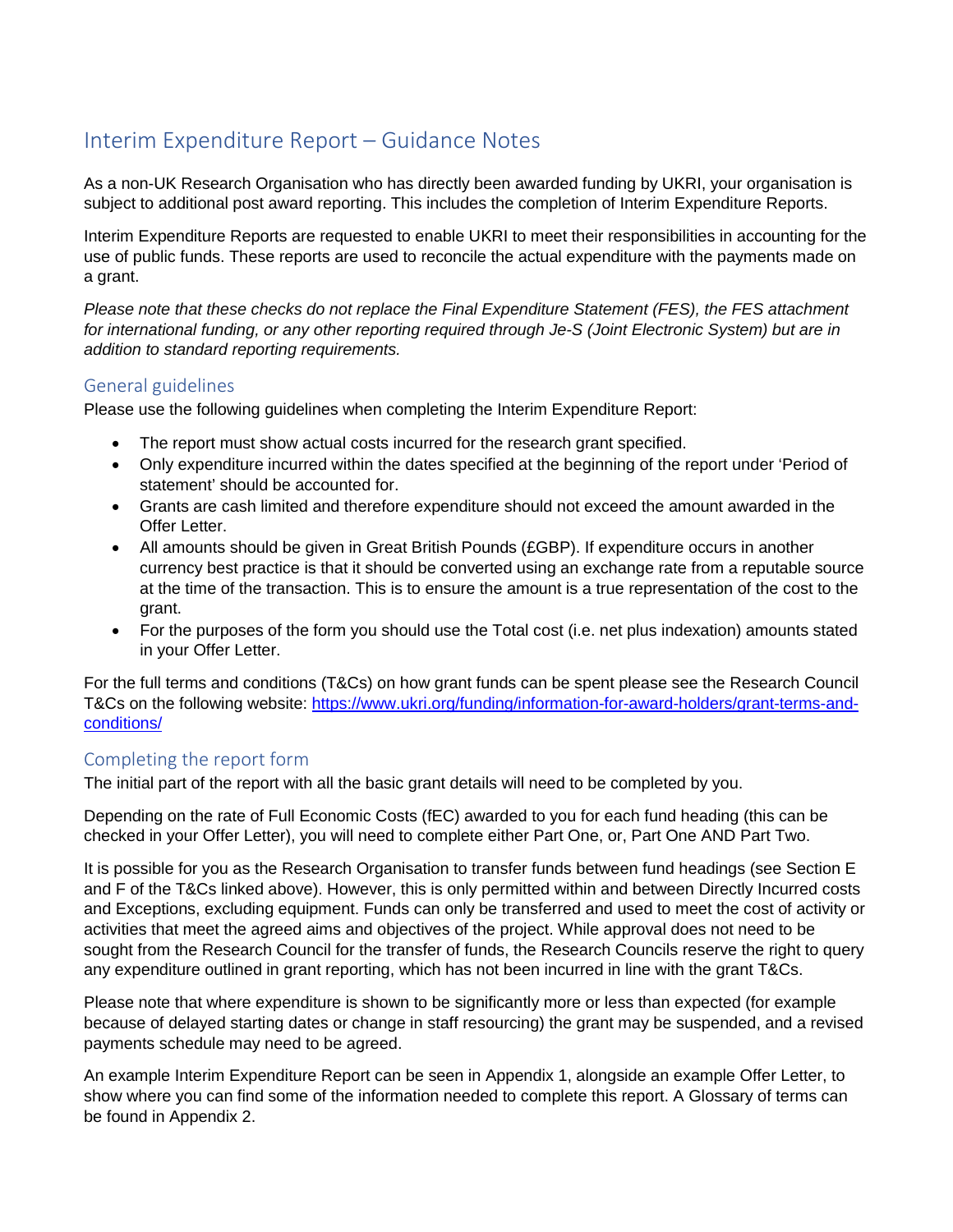# Interim Expenditure Report – Guidance Notes

As a non-UK Research Organisation who has directly been awarded funding by UKRI, your organisation is subject to additional post award reporting. This includes the completion of Interim Expenditure Reports.

Interim Expenditure Reports are requested to enable UKRI to meet their responsibilities in accounting for the use of public funds. These reports are used to reconcile the actual expenditure with the payments made on a grant.

*Please note that these checks do not replace the Final Expenditure Statement (FES), the FES attachment for international funding, or any other reporting required through Je-S (Joint Electronic System) but are in addition to standard reporting requirements.*

## General guidelines

Please use the following guidelines when completing the Interim Expenditure Report:

- The report must show actual costs incurred for the research grant specified.
- Only expenditure incurred within the dates specified at the beginning of the report under 'Period of statement' should be accounted for.
- Grants are cash limited and therefore expenditure should not exceed the amount awarded in the Offer Letter.
- All amounts should be given in Great British Pounds (£GBP). If expenditure occurs in another currency best practice is that it should be converted using an exchange rate from a reputable source at the time of the transaction. This is to ensure the amount is a true representation of the cost to the grant.
- For the purposes of the form you should use the Total cost (i.e. net plus indexation) amounts stated in your Offer Letter.

For the full terms and conditions (T&Cs) on how grant funds can be spent please see the Research Council T&Cs on the following website: [https://www.ukri.org/funding/information-for-award-holders/grant-terms-and-conditions/](https://www.ukri.org/funding/information-for-award-holders/grant-terms-and-conditions/)

## Completing the report form

The initial part of the report with all the basic grant details will need to be completed by you.

Depending on the rate of Full Economic Costs (fEC) awarded to you for each fund heading (this can be checked in your Offer Letter), you will need to complete either Part One, or, Part One AND Part Two.

It is possible for you as the Research Organisation to transfer funds between fund headings (see Section E and F of the T&Cs linked above). However, this is only permitted within and between Directly Incurred costs and Exceptions, excluding equipment. Funds can only be transferred and used to meet the cost of activity or activities that meet the agreed aims and objectives of the project. While approval does not need to be sought from the Research Council for the transfer of funds, the Research Councils reserve the right to query any expenditure outlined in grant reporting, which has not been incurred in line with the grant T&Cs.

Please note that where expenditure is shown to be significantly more or less than expected (for example because of delayed starting dates or change in staff resourcing) the grant may be suspended, and a revised payments schedule may need to be agreed.

An example Interim Expenditure Report can be seen in Appendix 1, alongside an example Offer Letter, to show where you can find some of the information needed to complete this report. A Glossary of terms can be found in Appendix 2.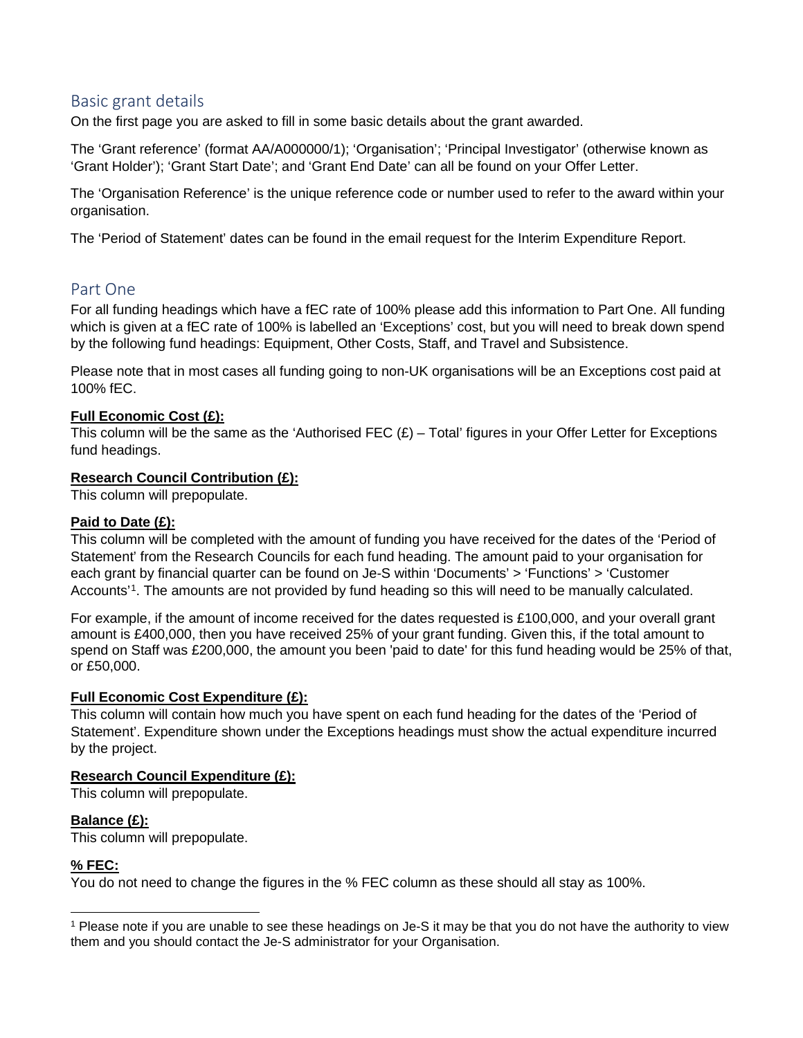## Basic grant details

On the first page you are asked to fill in some basic details about the grant awarded.

The 'Grant reference' (format AA/A000000/1); 'Organisation'; 'Principal Investigator' (otherwise known as 'Grant Holder'); 'Grant Start Date'; and 'Grant End Date' can all be found on your Offer Letter.

The 'Organisation Reference' is the unique reference code or number used to refer to the award within your organisation.

The 'Period of Statement' dates can be found in the email request for the Interim Expenditure Report.

## Part One

For all funding headings which have a fEC rate of 100% please add this information to Part One. All funding which is given at a fEC rate of 100% is labelled an 'Exceptions' cost, but you will need to break down spend by the following fund headings: Equipment, Other Costs, Staff, and Travel and Subsistence.

Please note that in most cases all funding going to non-UK organisations will be an Exceptions cost paid at 100% fEC.

**Full Economic Cost (£):**
This column will be the same as the 'Authorised FEC (£) – Total' figures in your Offer Letter for Exceptions fund headings.

**Research Council Contribution (£):**
This column will prepopulate.

**Paid to Date (£):**
This column will be completed with the amount of funding you have received for the dates of the 'Period of Statement' from the Research Councils for each fund heading. The amount paid to your organisation for each grant by financial quarter can be found on Je-S within 'Documents' > 'Functions' > 'Customer Accounts'[1]. The amounts are not provided by fund heading so this will need to be manually calculated.

For example, if the amount of income received for the dates requested is £100,000, and your overall grant amount is £400,000, then you have received 25% of your grant funding. Given this, if the total amount to spend on Staff was £200,000, the amount you been 'paid to date' for this fund heading would be 25% of that, or £50,000.

**Full Economic Cost Expenditure (£):**
This column will contain how much you have spent on each fund heading for the dates of the 'Period of Statement'. Expenditure shown under the Exceptions headings must show the actual expenditure incurred by the project.

**Research Council Expenditure (£):**
This column will prepopulate.

**Balance (£):**
This column will prepopulate.

**% FEC:**
You do not need to change the figures in the % FEC column as these should all stay as 100%.

[1] Please note if you are unable to see these headings on Je-S it may be that you do not have the authority to view them and you should contact the Je-S administrator for your Organisation.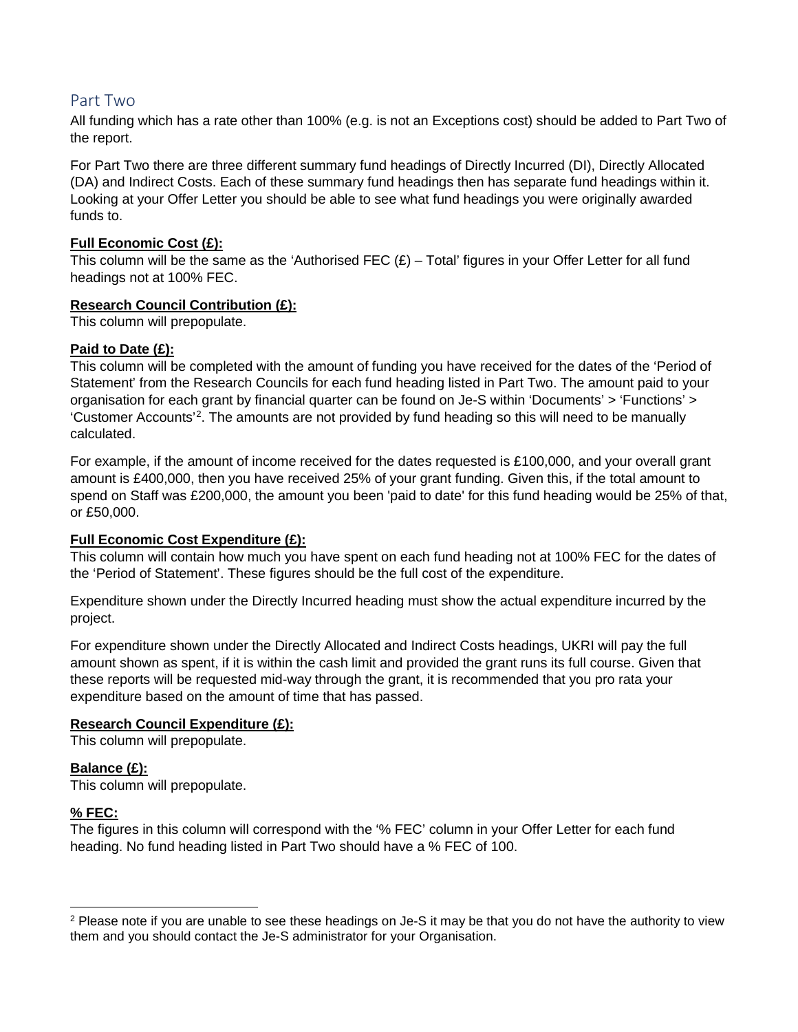## Part Two

All funding which has a rate other than 100% (e.g. is not an Exceptions cost) should be added to Part Two of the report.

For Part Two there are three different summary fund headings of Directly Incurred (DI), Directly Allocated (DA) and Indirect Costs. Each of these summary fund headings then has separate fund headings within it. Looking at your Offer Letter you should be able to see what fund headings you were originally awarded funds to.

**Full Economic Cost (£):**
This column will be the same as the 'Authorised FEC (£) – Total' figures in your Offer Letter for all fund headings not at 100% FEC.

**Research Council Contribution (£):**
This column will prepopulate.

**Paid to Date (£):**
This column will be completed with the amount of funding you have received for the dates of the 'Period of Statement' from the Research Councils for each fund heading listed in Part Two. The amount paid to your organisation for each grant by financial quarter can be found on Je-S within 'Documents' > 'Functions' > 'Customer Accounts'[2]. The amounts are not provided by fund heading so this will need to be manually calculated.

For example, if the amount of income received for the dates requested is £100,000, and your overall grant amount is £400,000, then you have received 25% of your grant funding. Given this, if the total amount to spend on Staff was £200,000, the amount you been 'paid to date' for this fund heading would be 25% of that, or £50,000.

**Full Economic Cost Expenditure (£):**
This column will contain how much you have spent on each fund heading not at 100% FEC for the dates of the 'Period of Statement'. These figures should be the full cost of the expenditure.

Expenditure shown under the Directly Incurred heading must show the actual expenditure incurred by the project.

For expenditure shown under the Directly Allocated and Indirect Costs headings, UKRI will pay the full amount shown as spent, if it is within the cash limit and provided the grant runs its full course. Given that these reports will be requested mid-way through the grant, it is recommended that you pro rata your expenditure based on the amount of time that has passed.

**Research Council Expenditure (£):**
This column will prepopulate.

**Balance (£):**
This column will prepopulate.

**% FEC:**
The figures in this column will correspond with the '% FEC' column in your Offer Letter for each fund heading. No fund heading listed in Part Two should have a % FEC of 100.

[2] Please note if you are unable to see these headings on Je-S it may be that you do not have the authority to view them and you should contact the Je-S administrator for your Organisation.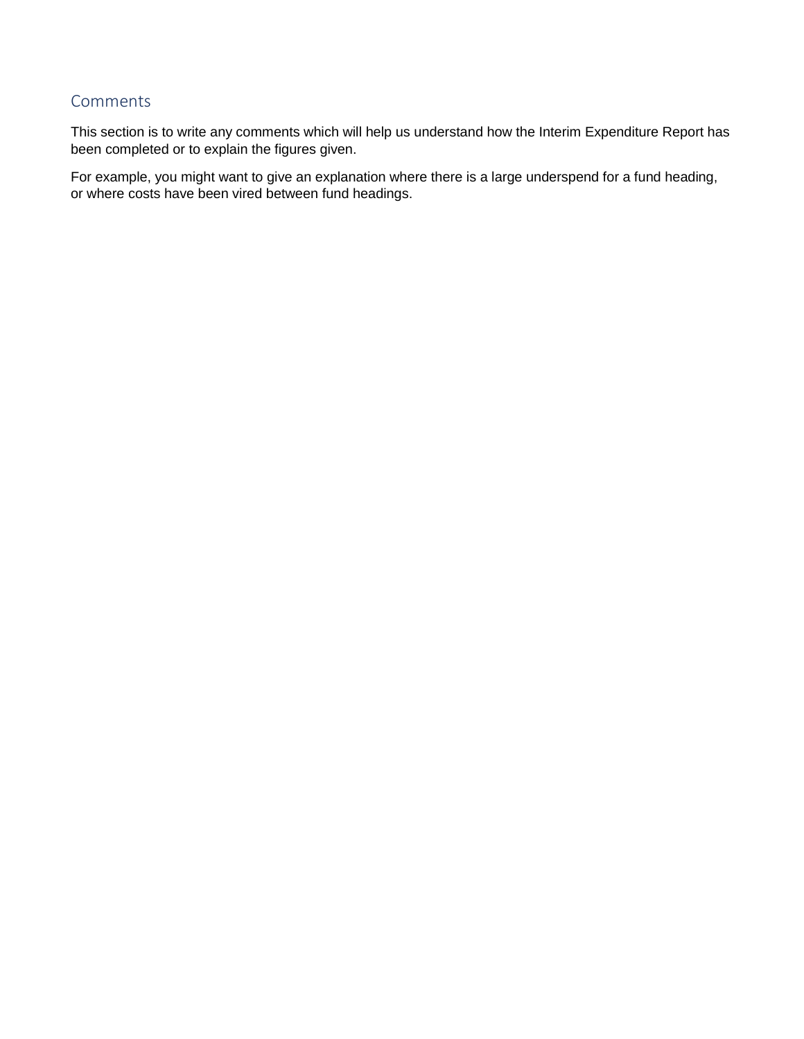## Comments

This section is to write any comments which will help us understand how the Interim Expenditure Report has been completed or to explain the figures given.

For example, you might want to give an explanation where there is a large underspend for a fund heading, or where costs have been vired between fund headings.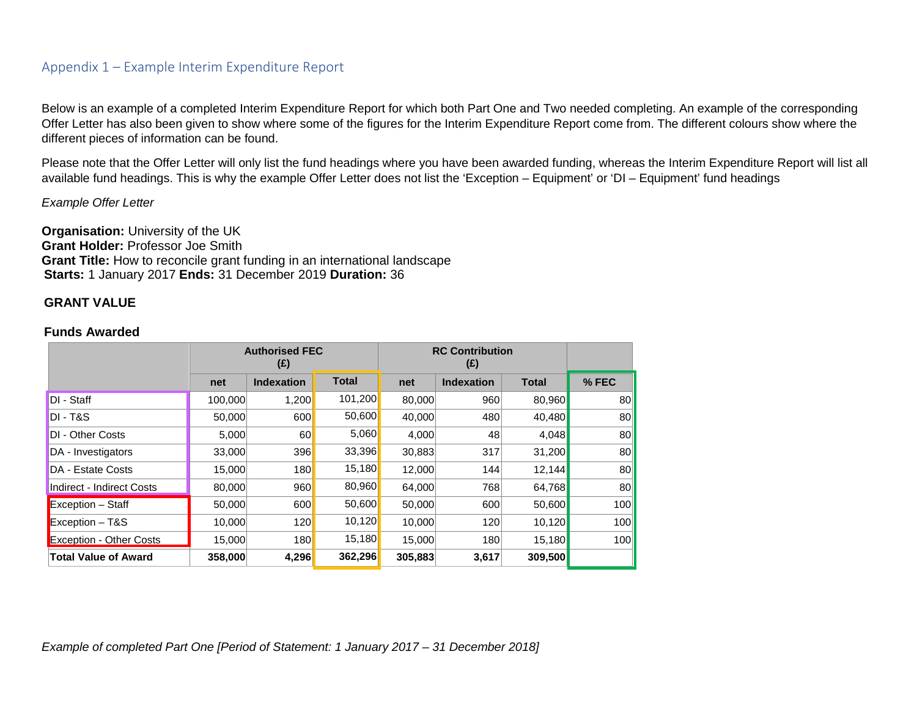## Appendix 1 – Example Interim Expenditure Report

Below is an example of a completed Interim Expenditure Report for which both Part One and Two needed completing. An example of the corresponding Offer Letter has also been given to show where some of the figures for the Interim Expenditure Report come from. The different colours show where the different pieces of information can be found.

Please note that the Offer Letter will only list the fund headings where you have been awarded funding, whereas the Interim Expenditure Report will list all available fund headings. This is why the example Offer Letter does not list the 'Exception – Equipment' or 'DI – Equipment' fund headings

*Example Offer Letter*

**Organisation:** University of the UK
**Grant Holder:** Professor Joe Smith
**Grant Title:** How to reconcile grant funding in an international landscape
**Starts:** 1 January 2017 **Ends:** 31 December 2019 **Duration:** 36

**GRANT VALUE**

**Funds Awarded**

| | **Authorised FEC (£)** | | | **RC Contribution (£)** | | | |
|---|---|---|---|---|---|---|---|
| | **net** | **Indexation** | **Total** | **net** | **Indexation** | **Total** | **% FEC** |
| DI - Staff | 100,000 | 1,200 | 101,200 | 80,000 | 960 | 80,960 | 80 |
| DI - T&S | 50,000 | 600 | 50,600 | 40,000 | 480 | 40,480 | 80 |
| DI - Other Costs | 5,000 | 60 | 5,060 | 4,000 | 48 | 4,048 | 80 |
| DA - Investigators | 33,000 | 396 | 33,396 | 30,883 | 317 | 31,200 | 80 |
| DA - Estate Costs | 15,000 | 180 | 15,180 | 12,000 | 144 | 12,144 | 80 |
| Indirect - Indirect Costs | 80,000 | 960 | 80,960 | 64,000 | 768 | 64,768 | 80 |
| Exception – Staff | 50,000 | 600 | 50,600 | 50,000 | 600 | 50,600 | 100 |
| Exception – T&S | 10,000 | 120 | 10,120 | 10,000 | 120 | 10,120 | 100 |
| Exception - Other Costs | 15,000 | 180 | 15,180 | 15,000 | 180 | 15,180 | 100 |
| **Total Value of Award** | **358,000** | **4,296** | **362,296** | **305,883** | **3,617** | **309,500** | |

*Example of completed Part One [Period of Statement: 1 January 2017 – 31 December 2018]*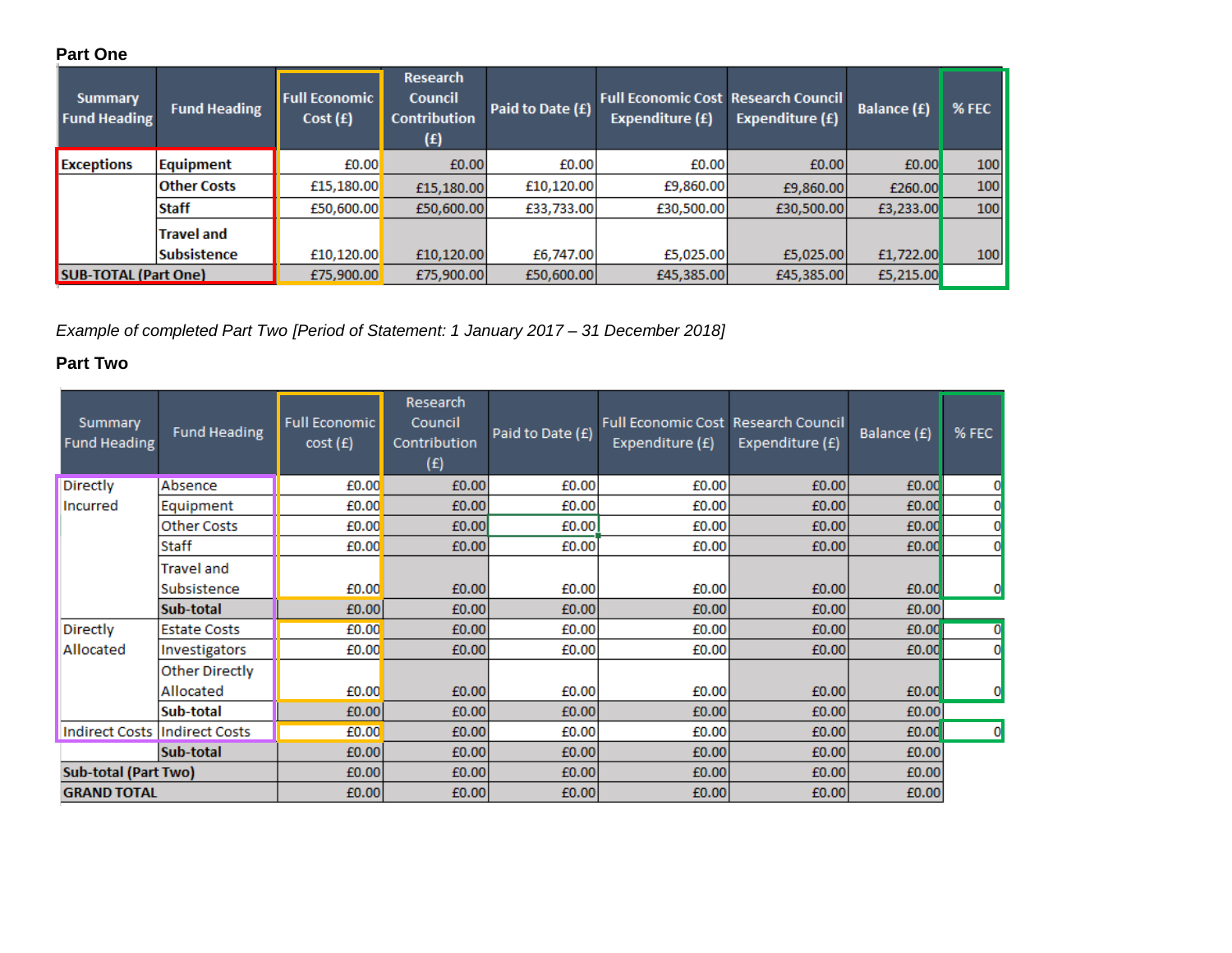**Part One**

| Summary Fund Heading | Fund Heading | Full Economic Cost (£) | Research Council Contribution (£) | Paid to Date (£) | Full Economic Cost Expenditure (£) | Research Council Expenditure (£) | Balance (£) | % FEC |
|---|---|---|---|---|---|---|---|---|
| **Exceptions** | **Equipment** | £0.00 | £0.00 | £0.00 | £0.00 | £0.00 | £0.00 | 100 |
| | **Other Costs** | £15,180.00 | £15,180.00 | £10,120.00 | £9,860.00 | £9,860.00 | £260.00 | 100 |
| | **Staff** | £50,600.00 | £50,600.00 | £33,733.00 | £30,500.00 | £30,500.00 | £3,233.00 | 100 |
| | **Travel and Subsistence** | £10,120.00 | £10,120.00 | £6,747.00 | £5,025.00 | £5,025.00 | £1,722.00 | 100 |
| **SUB-TOTAL (Part One)** | | £75,900.00 | £75,900.00 | £50,600.00 | £45,385.00 | £45,385.00 | £5,215.00 | |

*Example of completed Part Two [Period of Statement: 1 January 2017 – 31 December 2018]*

**Part Two**

| Summary Fund Heading | Fund Heading | Full Economic cost (£) | Research Council Contribution (£) | Paid to Date (£) | Full Economic Cost Expenditure (£) | Research Council Expenditure (£) | Balance (£) | % FEC |
|---|---|---|---|---|---|---|---|---|
| Directly Incurred | Absence | £0.00 | £0.00 | £0.00 | £0.00 | £0.00 | £0.00 | 0 |
| | Equipment | £0.00 | £0.00 | £0.00 | £0.00 | £0.00 | £0.00 | 0 |
| | Other Costs | £0.00 | £0.00 | £0.00 | £0.00 | £0.00 | £0.00 | 0 |
| | Staff | £0.00 | £0.00 | £0.00 | £0.00 | £0.00 | £0.00 | 0 |
| | Travel and Subsistence | £0.00 | £0.00 | £0.00 | £0.00 | £0.00 | £0.00 | 0 |
| | **Sub-total** | £0.00 | £0.00 | £0.00 | £0.00 | £0.00 | £0.00 | |
| Directly Allocated | Estate Costs | £0.00 | £0.00 | £0.00 | £0.00 | £0.00 | £0.00 | 0 |
| | Investigators | £0.00 | £0.00 | £0.00 | £0.00 | £0.00 | £0.00 | 0 |
| | Other Directly Allocated | £0.00 | £0.00 | £0.00 | £0.00 | £0.00 | £0.00 | 0 |
| | **Sub-total** | £0.00 | £0.00 | £0.00 | £0.00 | £0.00 | £0.00 | |
| Indirect Costs | Indirect Costs | £0.00 | £0.00 | £0.00 | £0.00 | £0.00 | £0.00 | 0 |
| | **Sub-total** | £0.00 | £0.00 | £0.00 | £0.00 | £0.00 | £0.00 | |
| **Sub-total (Part Two)** | | £0.00 | £0.00 | £0.00 | £0.00 | £0.00 | £0.00 | |
| **GRAND TOTAL** | | £0.00 | £0.00 | £0.00 | £0.00 | £0.00 | £0.00 | |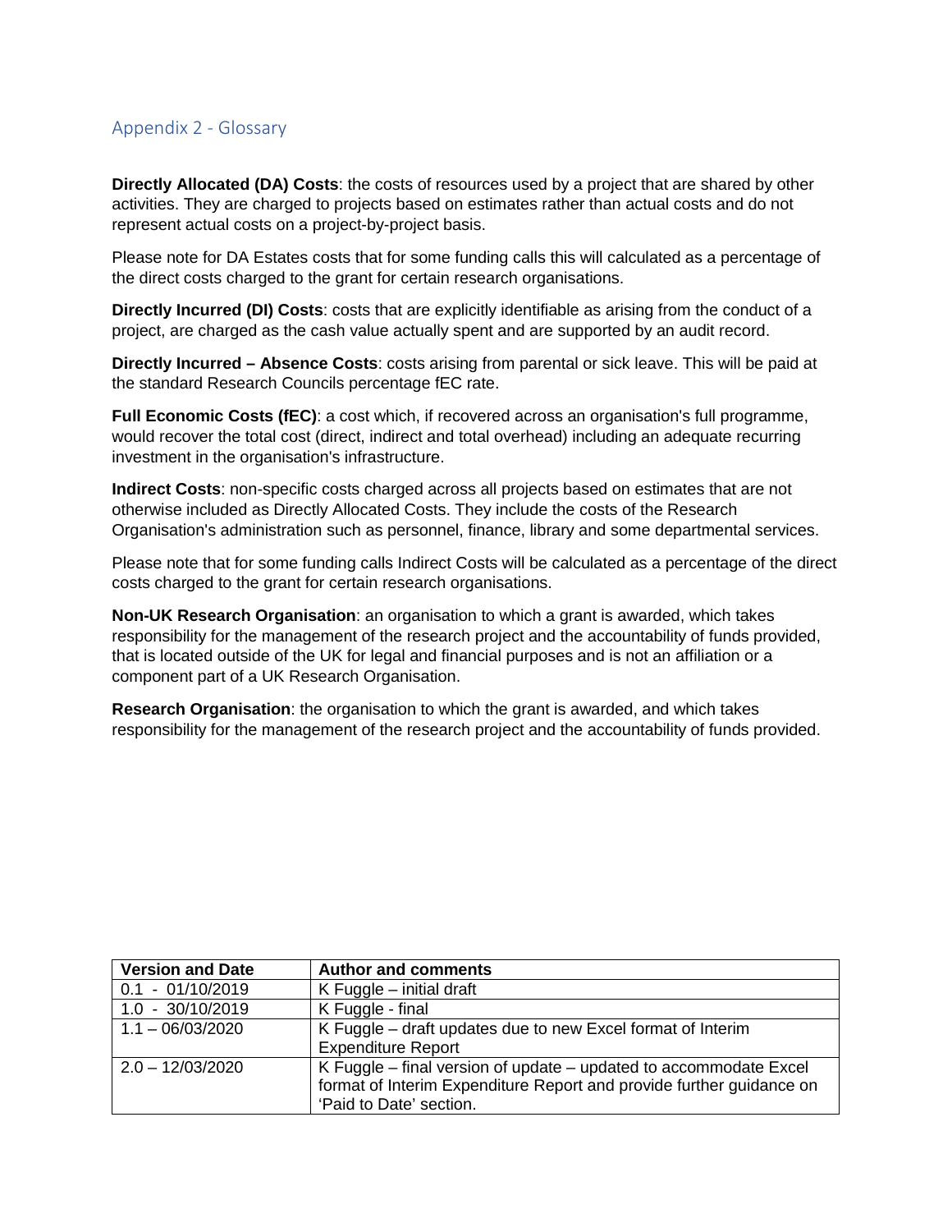## Appendix 2 - Glossary

**Directly Allocated (DA) Costs**: the costs of resources used by a project that are shared by other activities. They are charged to projects based on estimates rather than actual costs and do not represent actual costs on a project-by-project basis.

Please note for DA Estates costs that for some funding calls this will calculated as a percentage of the direct costs charged to the grant for certain research organisations.

**Directly Incurred (DI) Costs**: costs that are explicitly identifiable as arising from the conduct of a project, are charged as the cash value actually spent and are supported by an audit record.

**Directly Incurred – Absence Costs**: costs arising from parental or sick leave. This will be paid at the standard Research Councils percentage fEC rate.

**Full Economic Costs (fEC)**: a cost which, if recovered across an organisation's full programme, would recover the total cost (direct, indirect and total overhead) including an adequate recurring investment in the organisation's infrastructure.

**Indirect Costs**: non-specific costs charged across all projects based on estimates that are not otherwise included as Directly Allocated Costs. They include the costs of the Research Organisation's administration such as personnel, finance, library and some departmental services.

Please note that for some funding calls Indirect Costs will be calculated as a percentage of the direct costs charged to the grant for certain research organisations.

**Non-UK Research Organisation**: an organisation to which a grant is awarded, which takes responsibility for the management of the research project and the accountability of funds provided, that is located outside of the UK for legal and financial purposes and is not an affiliation or a component part of a UK Research Organisation.

**Research Organisation**: the organisation to which the grant is awarded, and which takes responsibility for the management of the research project and the accountability of funds provided.

| Version and Date | Author and comments |
|---|---|
| 0.1 - 01/10/2019 | K Fuggle – initial draft |
| 1.0 - 30/10/2019 | K Fuggle - final |
| 1.1 – 06/03/2020 | K Fuggle – draft updates due to new Excel format of Interim Expenditure Report |
| 2.0 – 12/03/2020 | K Fuggle – final version of update – updated to accommodate Excel format of Interim Expenditure Report and provide further guidance on 'Paid to Date' section. |